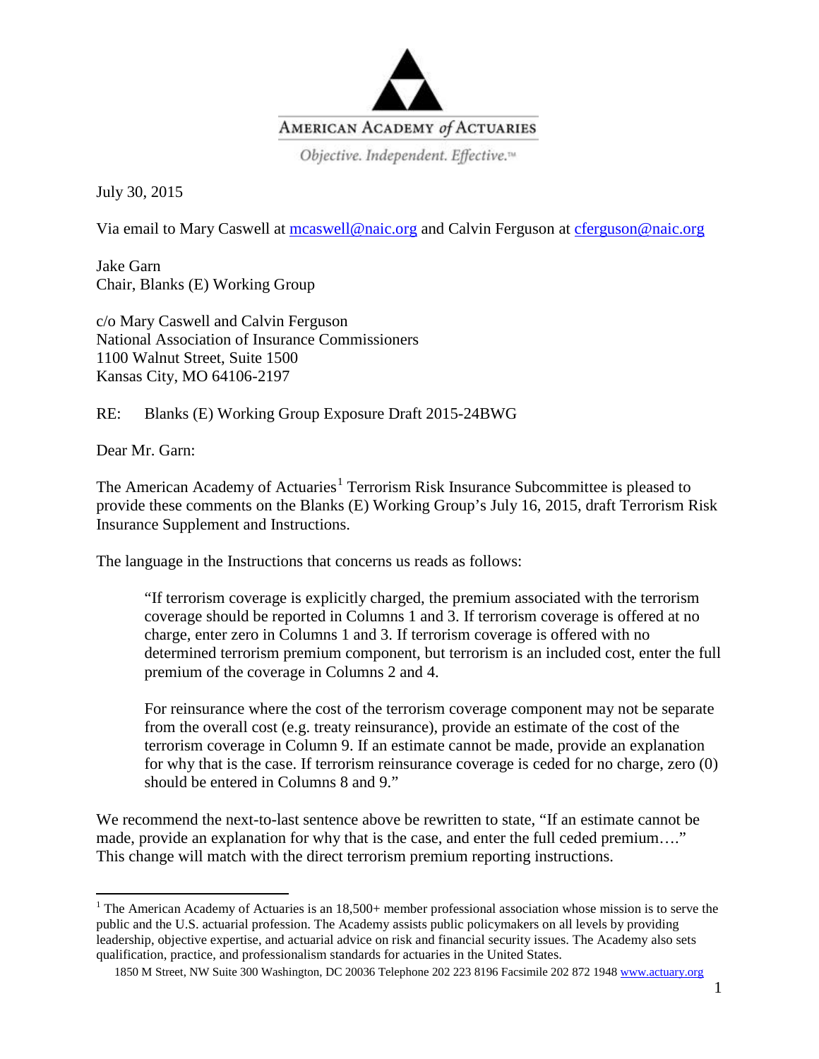AMERICAN ACADEMY *of* ACTUARIES

*Objective. Independent. Effective.™*

July 30, 2015

Via email to Mary Caswell at mcaswell@naic.org and Calvin Ferguson at cferguson@naic.org

Jake Garn
Chair, Blanks (E) Working Group

c/o Mary Caswell and Calvin Ferguson
National Association of Insurance Commissioners
1100 Walnut Street, Suite 1500
Kansas City, MO 64106-2197

RE: Blanks (E) Working Group Exposure Draft 2015-24BWG

Dear Mr. Garn:

The American Academy of Actuaries[1] Terrorism Risk Insurance Subcommittee is pleased to provide these comments on the Blanks (E) Working Group's July 16, 2015, draft Terrorism Risk Insurance Supplement and Instructions.

The language in the Instructions that concerns us reads as follows:

> "If terrorism coverage is explicitly charged, the premium associated with the terrorism coverage should be reported in Columns 1 and 3. If terrorism coverage is offered at no charge, enter zero in Columns 1 and 3. If terrorism coverage is offered with no determined terrorism premium component, but terrorism is an included cost, enter the full premium of the coverage in Columns 2 and 4.
>
> For reinsurance where the cost of the terrorism coverage component may not be separate from the overall cost (e.g. treaty reinsurance), provide an estimate of the cost of the terrorism coverage in Column 9. If an estimate cannot be made, provide an explanation for why that is the case. If terrorism reinsurance coverage is ceded for no charge, zero (0) should be entered in Columns 8 and 9."

We recommend the next-to-last sentence above be rewritten to state, "If an estimate cannot be made, provide an explanation for why that is the case, and enter the full ceded premium…." This change will match with the direct terrorism premium reporting instructions.

[1] The American Academy of Actuaries is an 18,500+ member professional association whose mission is to serve the public and the U.S. actuarial profession. The Academy assists public policymakers on all levels by providing leadership, objective expertise, and actuarial advice on risk and financial security issues. The Academy also sets qualification, practice, and professionalism standards for actuaries in the United States.

1850 M Street, NW Suite 300 Washington, DC 20036 Telephone 202 223 8196 Facsimile 202 872 1948 www.actuary.org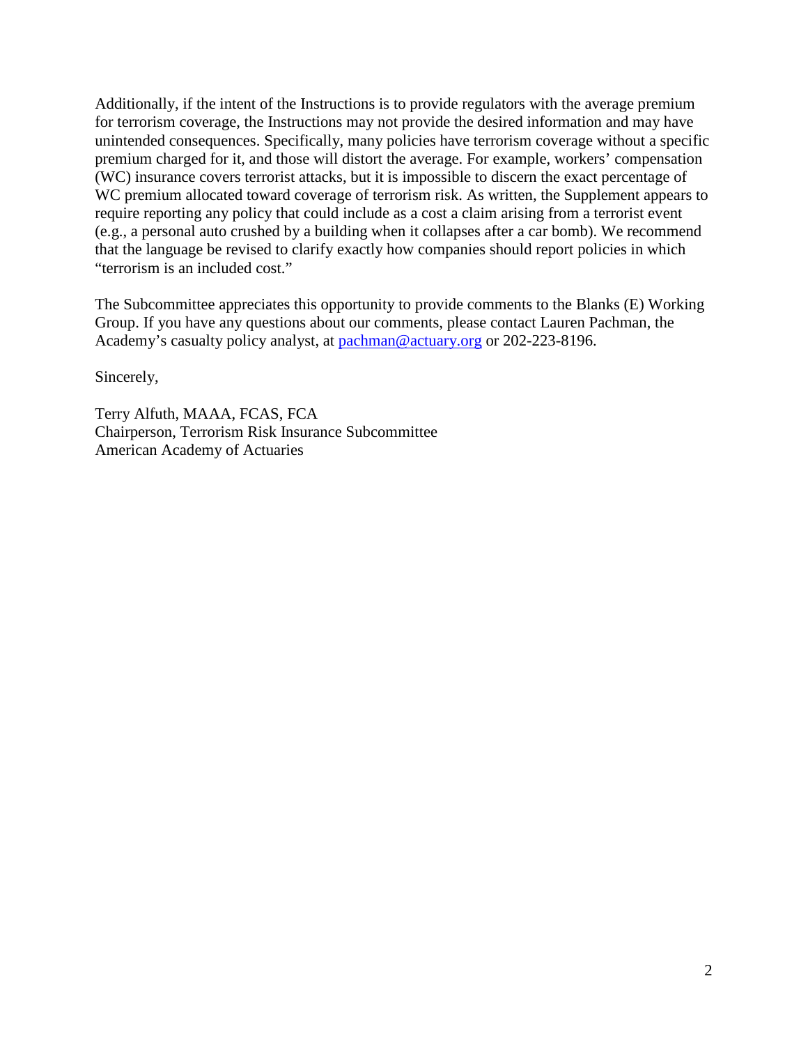Additionally, if the intent of the Instructions is to provide regulators with the average premium for terrorism coverage, the Instructions may not provide the desired information and may have unintended consequences. Specifically, many policies have terrorism coverage without a specific premium charged for it, and those will distort the average. For example, workers' compensation (WC) insurance covers terrorist attacks, but it is impossible to discern the exact percentage of WC premium allocated toward coverage of terrorism risk. As written, the Supplement appears to require reporting any policy that could include as a cost a claim arising from a terrorist event (e.g., a personal auto crushed by a building when it collapses after a car bomb). We recommend that the language be revised to clarify exactly how companies should report policies in which "terrorism is an included cost."

The Subcommittee appreciates this opportunity to provide comments to the Blanks (E) Working Group. If you have any questions about our comments, please contact Lauren Pachman, the Academy's casualty policy analyst, at pachman@actuary.org or 202-223-8196.

Sincerely,

Terry Alfuth, MAAA, FCAS, FCA
Chairperson, Terrorism Risk Insurance Subcommittee
American Academy of Actuaries